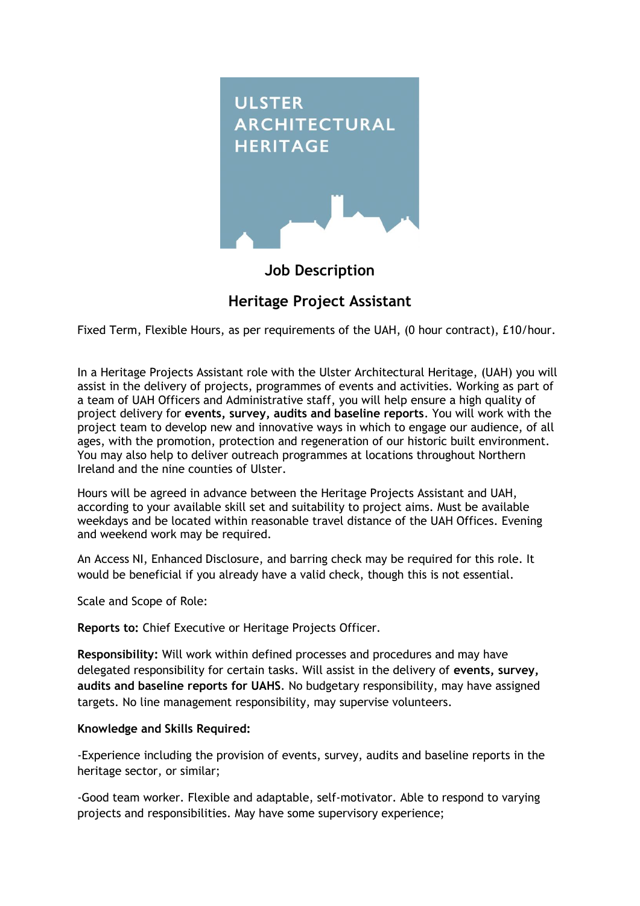ULSTER ARCHITECTURAL HERITAGE

## Job Description

## Heritage Project Assistant

Fixed Term, Flexible Hours, as per requirements of the UAH, (0 hour contract), £10/hour.

In a Heritage Projects Assistant role with the Ulster Architectural Heritage, (UAH) you will assist in the delivery of projects, programmes of events and activities. Working as part of a team of UAH Officers and Administrative staff, you will help ensure a high quality of project delivery for **events, survey, audits and baseline reports**. You will work with the project team to develop new and innovative ways in which to engage our audience, of all ages, with the promotion, protection and regeneration of our historic built environment. You may also help to deliver outreach programmes at locations throughout Northern Ireland and the nine counties of Ulster.

Hours will be agreed in advance between the Heritage Projects Assistant and UAH, according to your available skill set and suitability to project aims. Must be available weekdays and be located within reasonable travel distance of the UAH Offices. Evening and weekend work may be required.

An Access NI, Enhanced Disclosure, and barring check may be required for this role. It would be beneficial if you already have a valid check, though this is not essential.

Scale and Scope of Role:

**Reports to:** Chief Executive or Heritage Projects Officer.

**Responsibility:** Will work within defined processes and procedures and may have delegated responsibility for certain tasks. Will assist in the delivery of **events, survey, audits and baseline reports for UAHS**. No budgetary responsibility, may have assigned targets. No line management responsibility, may supervise volunteers.

**Knowledge and Skills Required:**

-Experience including the provision of events, survey, audits and baseline reports in the heritage sector, or similar;

-Good team worker. Flexible and adaptable, self-motivator. Able to respond to varying projects and responsibilities. May have some supervisory experience;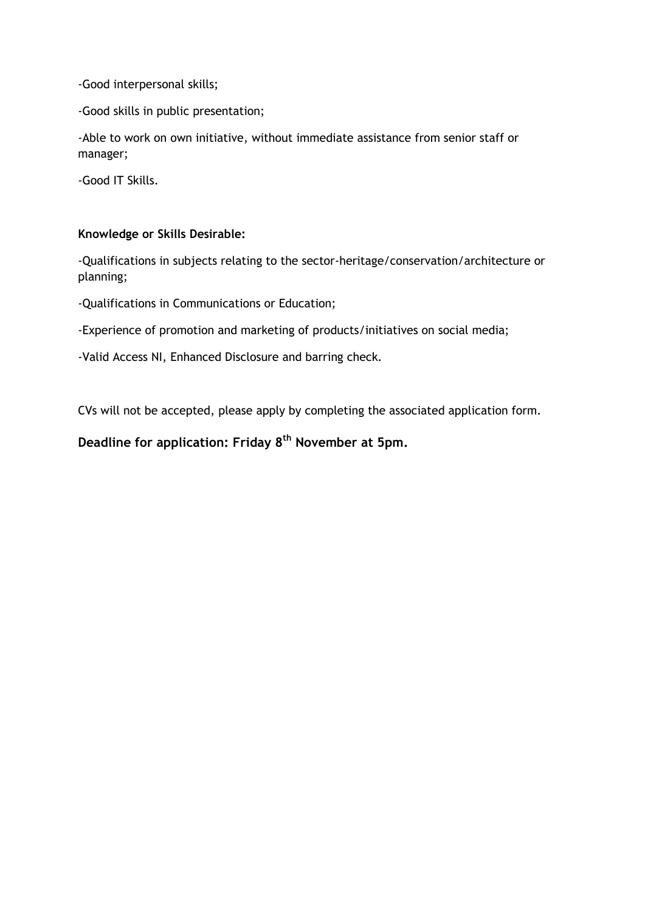-Good interpersonal skills;

-Good skills in public presentation;

-Able to work on own initiative, without immediate assistance from senior staff or manager;

-Good IT Skills.

**Knowledge or Skills Desirable:**

-Qualifications in subjects relating to the sector-heritage/conservation/architecture or planning;

-Qualifications in Communications or Education;

-Experience of promotion and marketing of products/initiatives on social media;

-Valid Access NI, Enhanced Disclosure and barring check.

CVs will not be accepted, please apply by completing the associated application form.

**Deadline for application: Friday 8th November at 5pm.**